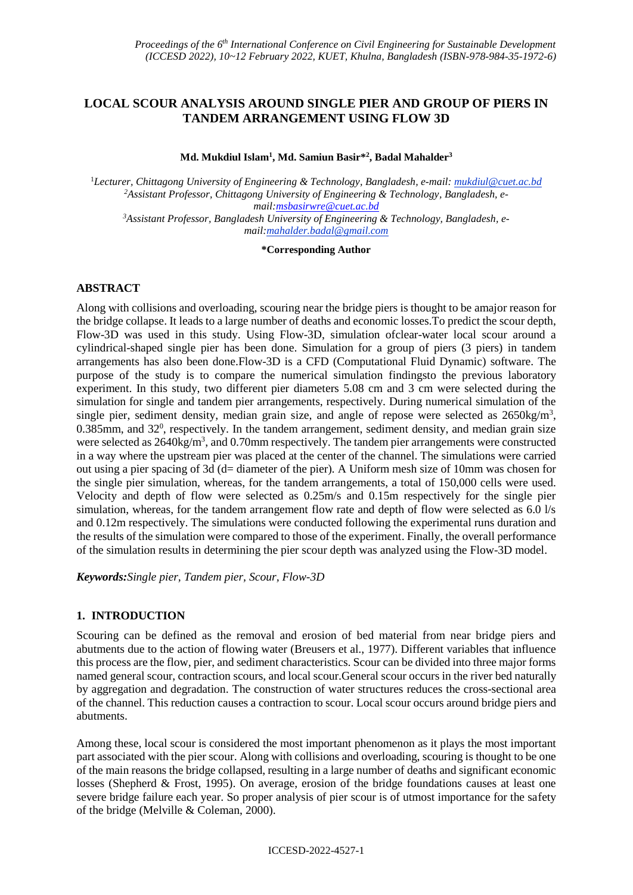# LOCAL SCOUR ANALYSIS AROUND SINGLE PIER AND GROUP OF PIERS IN TANDEM ARRANGEMENT USING FLOW 3D

**Md. Mukdiul Islam[1], Md. Samiun Basir*[2], Badal Mahalder[3]**

[1]*Lecturer, Chittagong University of Engineering & Technology, Bangladesh, e-mail: mukdiul@cuet.ac.bd*
[2]*Assistant Professor, Chittagong University of Engineering & Technology, Bangladesh, e-mail:msbasirwre@cuet.ac.bd*
[3]*Assistant Professor, Bangladesh University of Engineering & Technology, Bangladesh, e-mail:mahalder.badal@gmail.com*

**\*Corresponding Author**

## ABSTRACT

Along with collisions and overloading, scouring near the bridge piers is thought to be amajor reason for the bridge collapse. It leads to a large number of deaths and economic losses.To predict the scour depth, Flow-3D was used in this study. Using Flow-3D, simulation ofclear-water local scour around a cylindrical-shaped single pier has been done. Simulation for a group of piers (3 piers) in tandem arrangements has also been done.Flow-3D is a CFD (Computational Fluid Dynamic) software. The purpose of the study is to compare the numerical simulation findingsto the previous laboratory experiment. In this study, two different pier diameters 5.08 cm and 3 cm were selected during the simulation for single and tandem pier arrangements, respectively. During numerical simulation of the single pier, sediment density, median grain size, and angle of repose were selected as 2650kg/m$^3$, 0.385mm, and 32$^0$, respectively. In the tandem arrangement, sediment density, and median grain size were selected as 2640kg/m$^3$, and 0.70mm respectively. The tandem pier arrangements were constructed in a way where the upstream pier was placed at the center of the channel. The simulations were carried out using a pier spacing of 3d (d= diameter of the pier). A Uniform mesh size of 10mm was chosen for the single pier simulation, whereas, for the tandem arrangements, a total of 150,000 cells were used. Velocity and depth of flow were selected as 0.25m/s and 0.15m respectively for the single pier simulation, whereas, for the tandem arrangement flow rate and depth of flow were selected as 6.0 l/s and 0.12m respectively. The simulations were conducted following the experimental runs duration and the results of the simulation were compared to those of the experiment. Finally, the overall performance of the simulation results in determining the pier scour depth was analyzed using the Flow-3D model.

***Keywords:****Single pier, Tandem pier, Scour, Flow-3D*

## 1. INTRODUCTION

Scouring can be defined as the removal and erosion of bed material from near bridge piers and abutments due to the action of flowing water (Breusers et al., 1977). Different variables that influence this process are the flow, pier, and sediment characteristics. Scour can be divided into three major forms named general scour, contraction scours, and local scour.General scour occurs in the river bed naturally by aggregation and degradation. The construction of water structures reduces the cross-sectional area of the channel. This reduction causes a contraction to scour. Local scour occurs around bridge piers and abutments.

Among these, local scour is considered the most important phenomenon as it plays the most important part associated with the pier scour. Along with collisions and overloading, scouring is thought to be one of the main reasons the bridge collapsed, resulting in a large number of deaths and significant economic losses (Shepherd & Frost, 1995). On average, erosion of the bridge foundations causes at least one severe bridge failure each year. So proper analysis of pier scour is of utmost importance for the safety of the bridge (Melville & Coleman, 2000).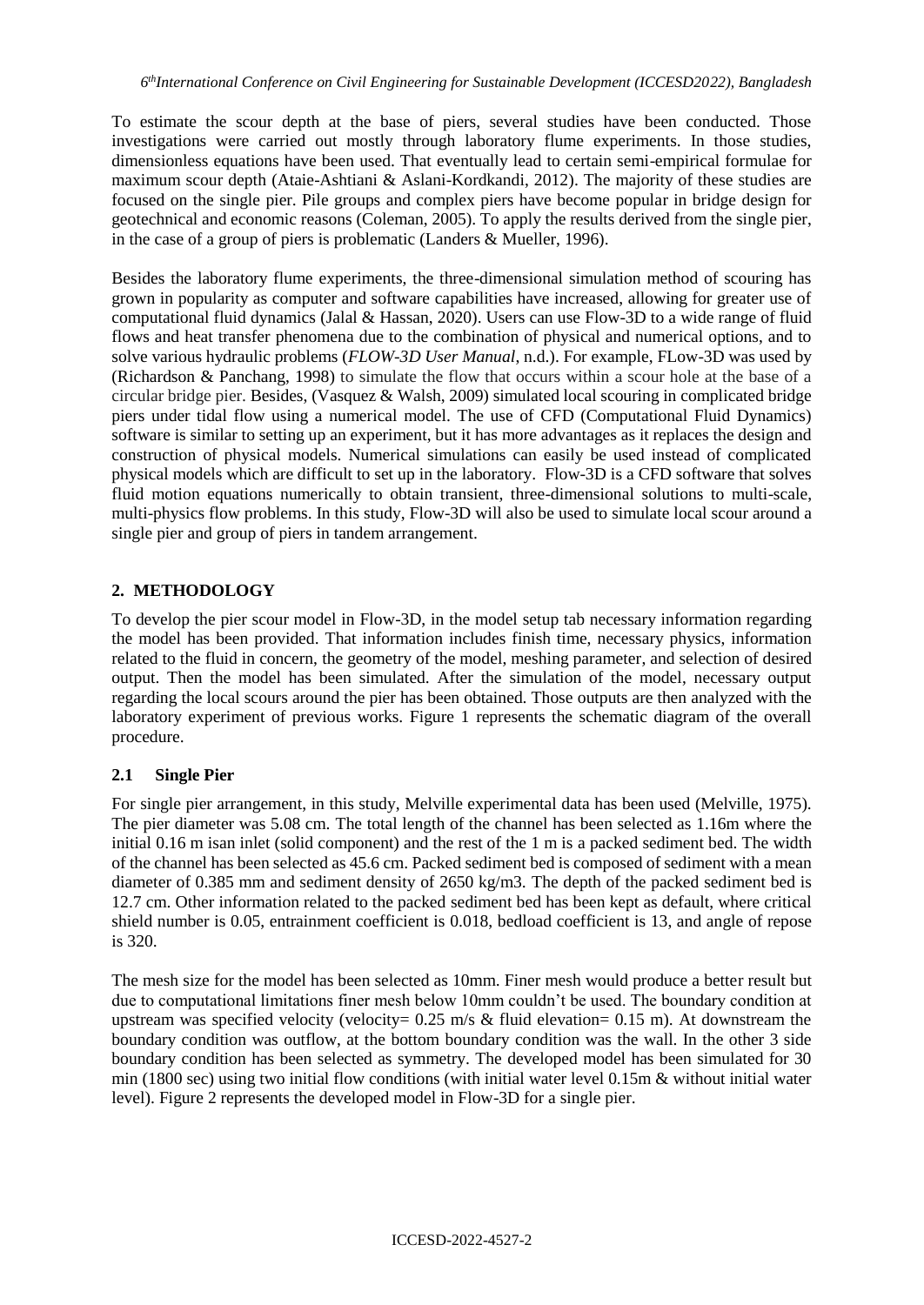To estimate the scour depth at the base of piers, several studies have been conducted. Those investigations were carried out mostly through laboratory flume experiments. In those studies, dimensionless equations have been used. That eventually lead to certain semi-empirical formulae for maximum scour depth (Ataie-Ashtiani & Aslani-Kordkandi, 2012). The majority of these studies are focused on the single pier. Pile groups and complex piers have become popular in bridge design for geotechnical and economic reasons (Coleman, 2005). To apply the results derived from the single pier, in the case of a group of piers is problematic (Landers & Mueller, 1996).

Besides the laboratory flume experiments, the three-dimensional simulation method of scouring has grown in popularity as computer and software capabilities have increased, allowing for greater use of computational fluid dynamics (Jalal & Hassan, 2020). Users can use Flow-3D to a wide range of fluid flows and heat transfer phenomena due to the combination of physical and numerical options, and to solve various hydraulic problems (*FLOW-3D User Manual*, n.d.). For example, FLow-3D was used by (Richardson & Panchang, 1998) to simulate the flow that occurs within a scour hole at the base of a circular bridge pier. Besides, (Vasquez & Walsh, 2009) simulated local scouring in complicated bridge piers under tidal flow using a numerical model. The use of CFD (Computational Fluid Dynamics) software is similar to setting up an experiment, but it has more advantages as it replaces the design and construction of physical models. Numerical simulations can easily be used instead of complicated physical models which are difficult to set up in the laboratory. Flow-3D is a CFD software that solves fluid motion equations numerically to obtain transient, three-dimensional solutions to multi-scale, multi-physics flow problems. In this study, Flow-3D will also be used to simulate local scour around a single pier and group of piers in tandem arrangement.

## 2. METHODOLOGY

To develop the pier scour model in Flow-3D, in the model setup tab necessary information regarding the model has been provided. That information includes finish time, necessary physics, information related to the fluid in concern, the geometry of the model, meshing parameter, and selection of desired output. Then the model has been simulated. After the simulation of the model, necessary output regarding the local scours around the pier has been obtained. Those outputs are then analyzed with the laboratory experiment of previous works. Figure 1 represents the schematic diagram of the overall procedure.

### 2.1 Single Pier

For single pier arrangement, in this study, Melville experimental data has been used (Melville, 1975). The pier diameter was 5.08 cm. The total length of the channel has been selected as 1.16m where the initial 0.16 m isan inlet (solid component) and the rest of the 1 m is a packed sediment bed. The width of the channel has been selected as 45.6 cm. Packed sediment bed is composed of sediment with a mean diameter of 0.385 mm and sediment density of 2650 kg/m3. The depth of the packed sediment bed is 12.7 cm. Other information related to the packed sediment bed has been kept as default, where critical shield number is 0.05, entrainment coefficient is 0.018, bedload coefficient is 13, and angle of repose is 320.

The mesh size for the model has been selected as 10mm. Finer mesh would produce a better result but due to computational limitations finer mesh below 10mm couldn't be used. The boundary condition at upstream was specified velocity (velocity= 0.25 m/s & fluid elevation= 0.15 m). At downstream the boundary condition was outflow, at the bottom boundary condition was the wall. In the other 3 side boundary condition has been selected as symmetry. The developed model has been simulated for 30 min (1800 sec) using two initial flow conditions (with initial water level 0.15m & without initial water level). Figure 2 represents the developed model in Flow-3D for a single pier.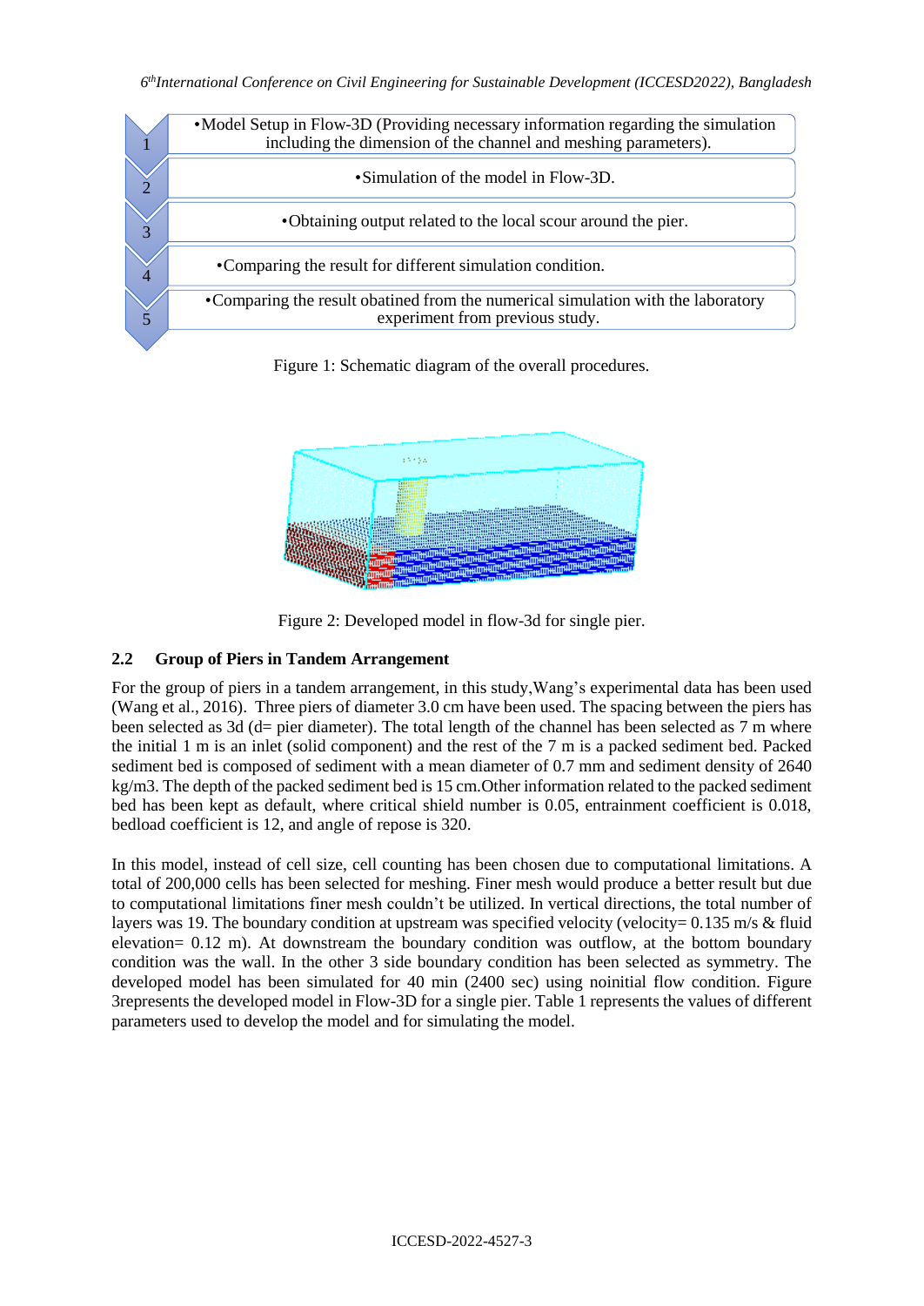1. •Model Setup in Flow-3D (Providing necessary information regarding the simulation including the dimension of the channel and meshing parameters).
2. •Simulation of the model in Flow-3D.
3. •Obtaining output related to the local scour around the pier.
4. •Comparing the result for different simulation condition.
5. •Comparing the result obatined from the numerical simulation with the laboratory experiment from previous study.

Figure 1: Schematic diagram of the overall procedures.

Figure 2: Developed model in flow-3d for single pier.

## 2.2 Group of Piers in Tandem Arrangement

For the group of piers in a tandem arrangement, in this study,Wang's experimental data has been used (Wang et al., 2016). Three piers of diameter 3.0 cm have been used. The spacing between the piers has been selected as 3d (d= pier diameter). The total length of the channel has been selected as 7 m where the initial 1 m is an inlet (solid component) and the rest of the 7 m is a packed sediment bed. Packed sediment bed is composed of sediment with a mean diameter of 0.7 mm and sediment density of 2640 kg/m3. The depth of the packed sediment bed is 15 cm.Other information related to the packed sediment bed has been kept as default, where critical shield number is 0.05, entrainment coefficient is 0.018, bedload coefficient is 12, and angle of repose is 320.

In this model, instead of cell size, cell counting has been chosen due to computational limitations. A total of 200,000 cells has been selected for meshing. Finer mesh would produce a better result but due to computational limitations finer mesh couldn't be utilized. In vertical directions, the total number of layers was 19. The boundary condition at upstream was specified velocity (velocity= 0.135 m/s & fluid elevation= 0.12 m). At downstream the boundary condition was outflow, at the bottom boundary condition was the wall. In the other 3 side boundary condition has been selected as symmetry. The developed model has been simulated for 40 min (2400 sec) using noinitial flow condition. Figure 3represents the developed model in Flow-3D for a single pier. Table 1 represents the values of different parameters used to develop the model and for simulating the model.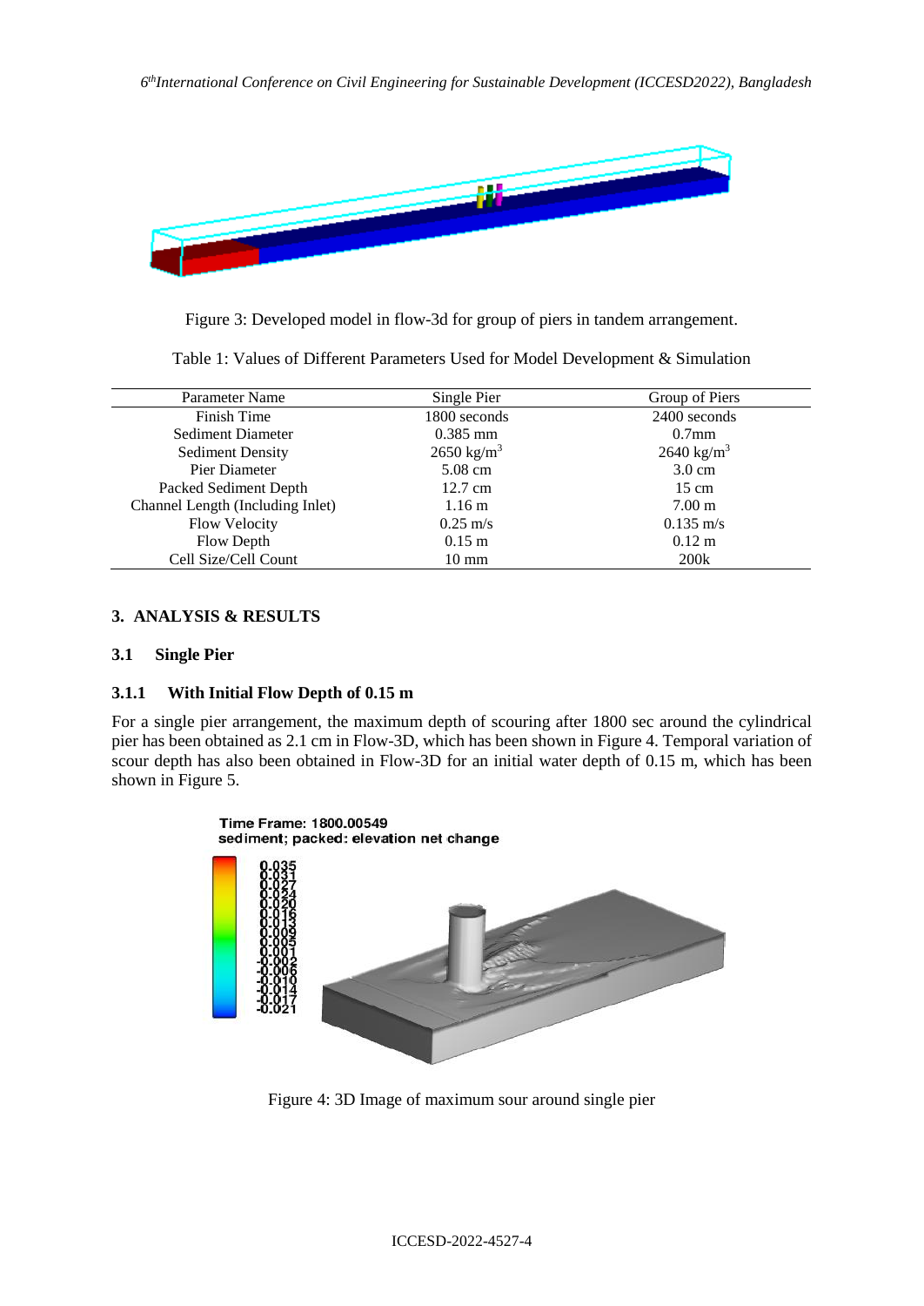Figure 3: Developed model in flow-3d for group of piers in tandem arrangement.

Table 1: Values of Different Parameters Used for Model Development & Simulation

| Parameter Name | Single Pier | Group of Piers |
| --- | --- | --- |
| Finish Time | 1800 seconds | 2400 seconds |
| Sediment Diameter | 0.385 mm | 0.7mm |
| Sediment Density | 2650 kg/m$^3$ | 2640 kg/m$^3$ |
| Pier Diameter | 5.08 cm | 3.0 cm |
| Packed Sediment Depth | 12.7 cm | 15 cm |
| Channel Length (Including Inlet) | 1.16 m | 7.00 m |
| Flow Velocity | 0.25 m/s | 0.135 m/s |
| Flow Depth | 0.15 m | 0.12 m |
| Cell Size/Cell Count | 10 mm | 200k |

## 3. ANALYSIS & RESULTS

### 3.1 Single Pier

#### 3.1.1 With Initial Flow Depth of 0.15 m

For a single pier arrangement, the maximum depth of scouring after 1800 sec around the cylindrical pier has been obtained as 2.1 cm in Flow-3D, which has been shown in Figure 4. Temporal variation of scour depth has also been obtained in Flow-3D for an initial water depth of 0.15 m, which has been shown in Figure 5.

Figure 4: 3D Image of maximum sour around single pier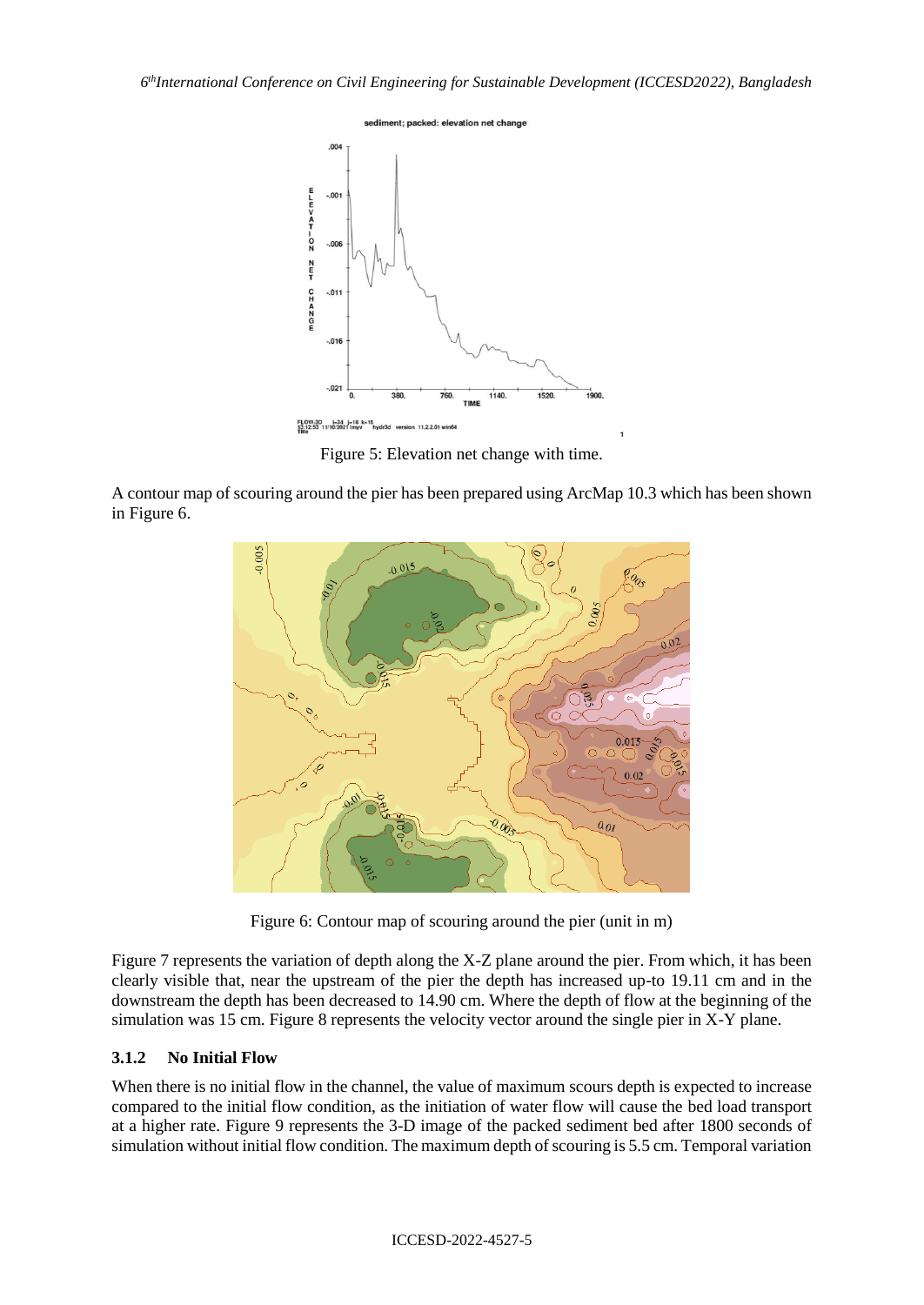Figure 5: Elevation net change with time.

A contour map of scouring around the pier has been prepared using ArcMap 10.3 which has been shown in Figure 6.

Figure 6: Contour map of scouring around the pier (unit in m)

Figure 7 represents the variation of depth along the X-Z plane around the pier. From which, it has been clearly visible that, near the upstream of the pier the depth has increased up-to 19.11 cm and in the downstream the depth has been decreased to 14.90 cm. Where the depth of flow at the beginning of the simulation was 15 cm. Figure 8 represents the velocity vector around the single pier in X-Y plane.

### 3.1.2 No Initial Flow

When there is no initial flow in the channel, the value of maximum scours depth is expected to increase compared to the initial flow condition, as the initiation of water flow will cause the bed load transport at a higher rate. Figure 9 represents the 3-D image of the packed sediment bed after 1800 seconds of simulation without initial flow condition. The maximum depth of scouring is 5.5 cm. Temporal variation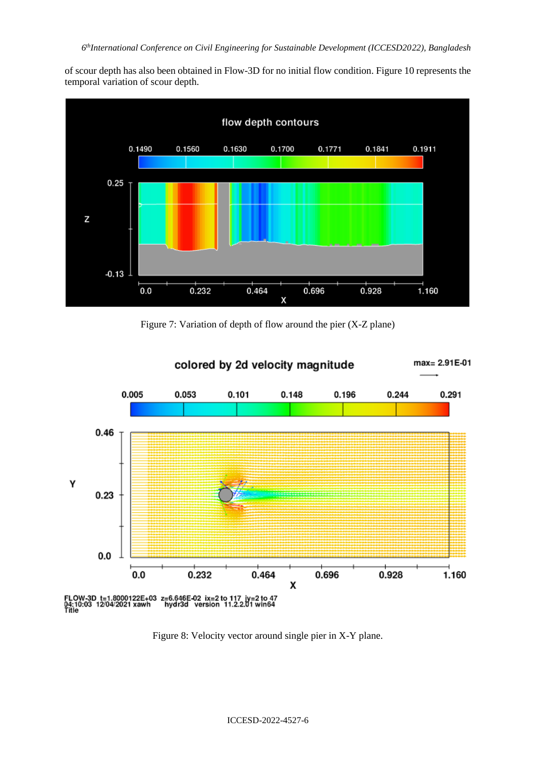of scour depth has also been obtained in Flow-3D for no initial flow condition. Figure 10 represents the temporal variation of scour depth.

Figure 7: Variation of depth of flow around the pier (X-Z plane)

Figure 8: Velocity vector around single pier in X-Y plane.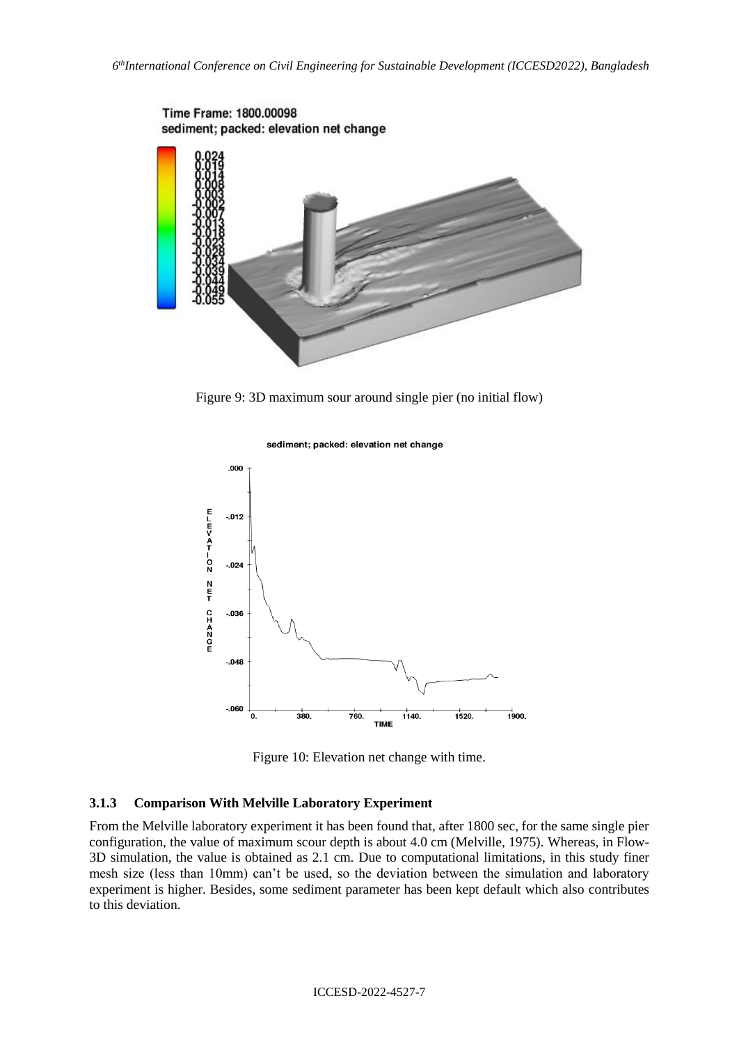Figure 9: 3D maximum sour around single pier (no initial flow)

Figure 10: Elevation net change with time.

### 3.1.3 Comparison With Melville Laboratory Experiment

From the Melville laboratory experiment it has been found that, after 1800 sec, for the same single pier configuration, the value of maximum scour depth is about 4.0 cm (Melville, 1975). Whereas, in Flow-3D simulation, the value is obtained as 2.1 cm. Due to computational limitations, in this study finer mesh size (less than 10mm) can't be used, so the deviation between the simulation and laboratory experiment is higher. Besides, some sediment parameter has been kept default which also contributes to this deviation.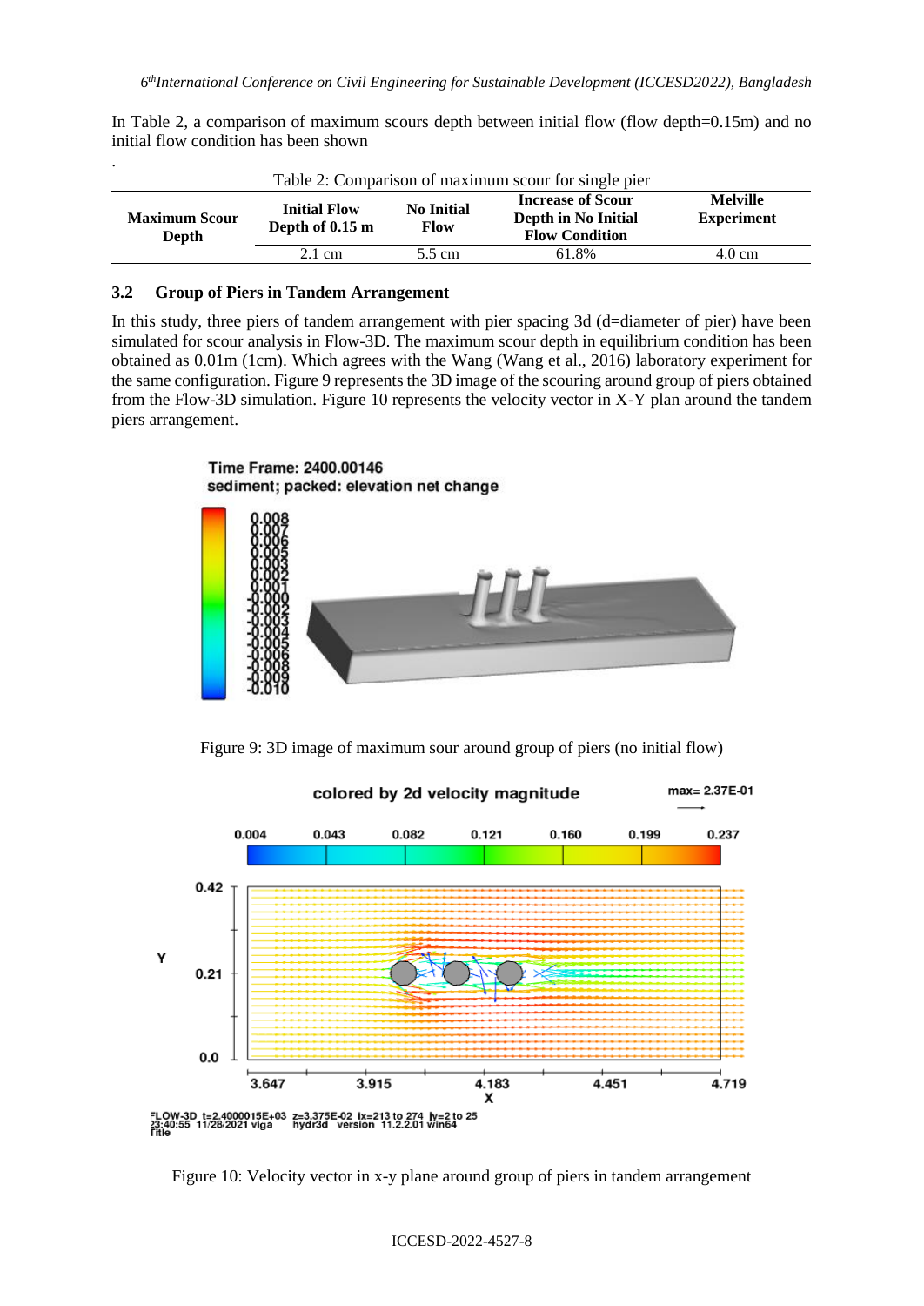In Table 2, a comparison of maximum scours depth between initial flow (flow depth=0.15m) and no initial flow condition has been shown

.

Table 2: Comparison of maximum scour for single pier

| Maximum Scour Depth | Initial Flow Depth of 0.15 m | No Initial Flow | Increase of Scour Depth in No Initial Flow Condition | Melville Experiment |
|---|---|---|---|---|
| | 2.1 cm | 5.5 cm | 61.8% | 4.0 cm |

### 3.2 Group of Piers in Tandem Arrangement

In this study, three piers of tandem arrangement with pier spacing 3d (d=diameter of pier) have been simulated for scour analysis in Flow-3D. The maximum scour depth in equilibrium condition has been obtained as 0.01m (1cm). Which agrees with the Wang (Wang et al., 2016) laboratory experiment for the same configuration. Figure 9 represents the 3D image of the scouring around group of piers obtained from the Flow-3D simulation. Figure 10 represents the velocity vector in X-Y plan around the tandem piers arrangement.

Figure 9: 3D image of maximum sour around group of piers (no initial flow)

Figure 10: Velocity vector in x-y plane around group of piers in tandem arrangement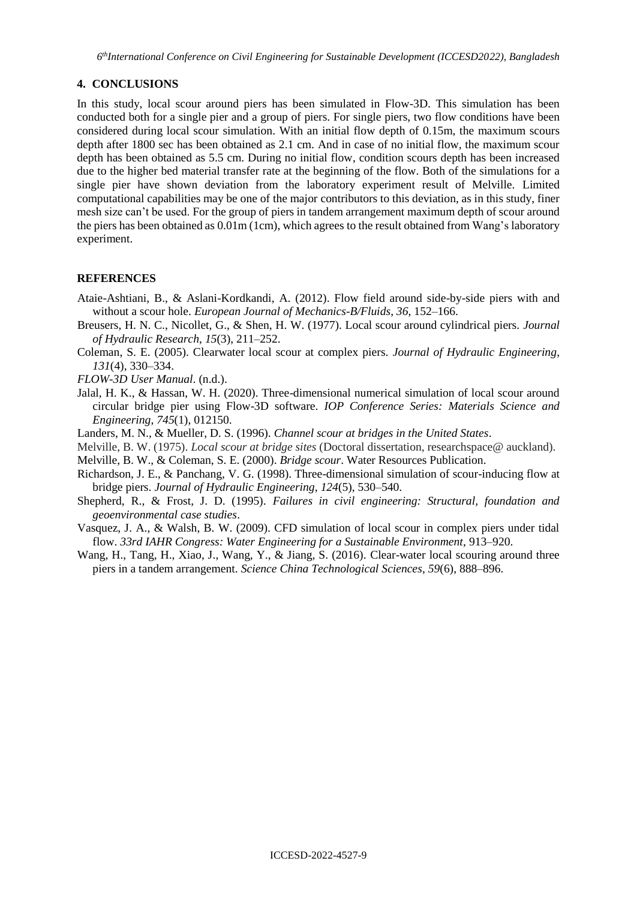## 4. CONCLUSIONS

In this study, local scour around piers has been simulated in Flow-3D. This simulation has been conducted both for a single pier and a group of piers. For single piers, two flow conditions have been considered during local scour simulation. With an initial flow depth of 0.15m, the maximum scours depth after 1800 sec has been obtained as 2.1 cm. And in case of no initial flow, the maximum scour depth has been obtained as 5.5 cm. During no initial flow, condition scours depth has been increased due to the higher bed material transfer rate at the beginning of the flow. Both of the simulations for a single pier have shown deviation from the laboratory experiment result of Melville. Limited computational capabilities may be one of the major contributors to this deviation, as in this study, finer mesh size can't be used. For the group of piers in tandem arrangement maximum depth of scour around the piers has been obtained as 0.01m (1cm), which agrees to the result obtained from Wang's laboratory experiment.

## REFERENCES

Ataie-Ashtiani, B., & Aslani-Kordkandi, A. (2012). Flow field around side-by-side piers with and without a scour hole. *European Journal of Mechanics-B/Fluids*, *36*, 152–166.

Breusers, H. N. C., Nicollet, G., & Shen, H. W. (1977). Local scour around cylindrical piers. *Journal of Hydraulic Research*, *15*(3), 211–252.

Coleman, S. E. (2005). Clearwater local scour at complex piers. *Journal of Hydraulic Engineering*, *131*(4), 330–334.

*FLOW-3D User Manual*. (n.d.).

Jalal, H. K., & Hassan, W. H. (2020). Three-dimensional numerical simulation of local scour around circular bridge pier using Flow-3D software. *IOP Conference Series: Materials Science and Engineering*, *745*(1), 012150.

Landers, M. N., & Mueller, D. S. (1996). *Channel scour at bridges in the United States*.

Melville, B. W. (1975). *Local scour at bridge sites* (Doctoral dissertation, researchspace@ auckland).

Melville, B. W., & Coleman, S. E. (2000). *Bridge scour*. Water Resources Publication.

Richardson, J. E., & Panchang, V. G. (1998). Three-dimensional simulation of scour-inducing flow at bridge piers. *Journal of Hydraulic Engineering*, *124*(5), 530–540.

Shepherd, R., & Frost, J. D. (1995). *Failures in civil engineering: Structural, foundation and geoenvironmental case studies*.

Vasquez, J. A., & Walsh, B. W. (2009). CFD simulation of local scour in complex piers under tidal flow. *33rd IAHR Congress: Water Engineering for a Sustainable Environment*, 913–920.

Wang, H., Tang, H., Xiao, J., Wang, Y., & Jiang, S. (2016). Clear-water local scouring around three piers in a tandem arrangement. *Science China Technological Sciences*, *59*(6), 888–896.